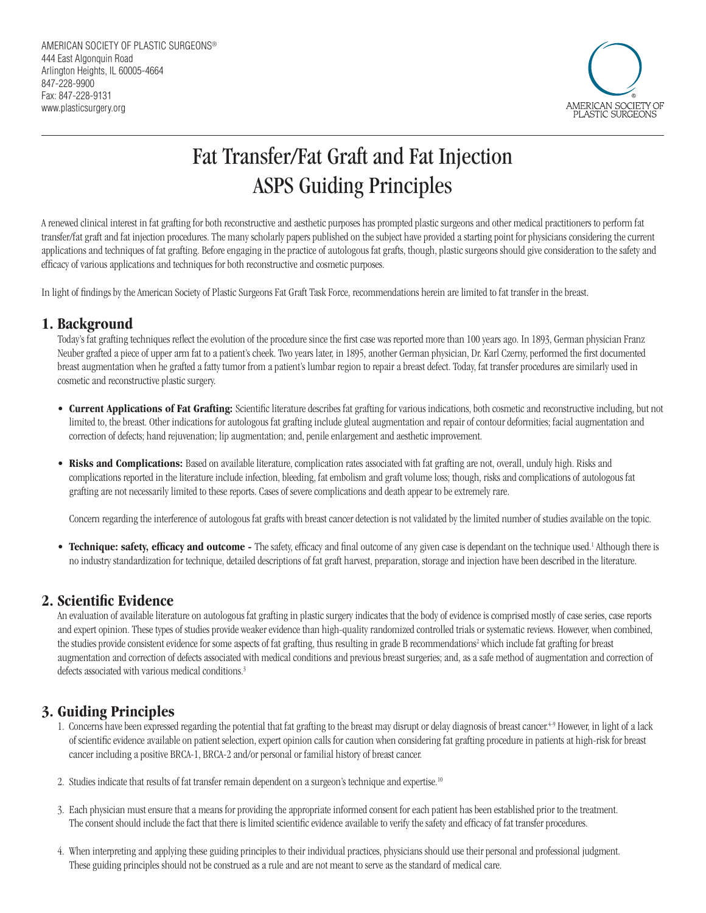AMERICAN SOCIETY OF PLASTIC SURGEONS®
444 East Algonquin Road
Arlington Heights, IL 60005-4664
847-228-9900
Fax: 847-228-9131
www.plasticsurgery.org

AMERICAN SOCIETY OF PLASTIC SURGEONS

# Fat Transfer/Fat Graft and Fat Injection ASPS Guiding Principles

A renewed clinical interest in fat grafting for both reconstructive and aesthetic purposes has prompted plastic surgeons and other medical practitioners to perform fat transfer/fat graft and fat injection procedures. The many scholarly papers published on the subject have provided a starting point for physicians considering the current applications and techniques of fat grafting. Before engaging in the practice of autologous fat grafts, though, plastic surgeons should give consideration to the safety and efficacy of various applications and techniques for both reconstructive and cosmetic purposes.

In light of findings by the American Society of Plastic Surgeons Fat Graft Task Force, recommendations herein are limited to fat transfer in the breast.

## 1. Background

Today's fat grafting techniques reflect the evolution of the procedure since the first case was reported more than 100 years ago. In 1893, German physician Franz Neuber grafted a piece of upper arm fat to a patient's cheek. Two years later, in 1895, another German physician, Dr. Karl Czerny, performed the first documented breast augmentation when he grafted a fatty tumor from a patient's lumbar region to repair a breast defect. Today, fat transfer procedures are similarly used in cosmetic and reconstructive plastic surgery.

- **Current Applications of Fat Grafting:** Scientific literature describes fat grafting for various indications, both cosmetic and reconstructive including, but not limited to, the breast. Other indications for autologous fat grafting include gluteal augmentation and repair of contour deformities; facial augmentation and correction of defects; hand rejuvenation; lip augmentation; and, penile enlargement and aesthetic improvement.

- **Risks and Complications:** Based on available literature, complication rates associated with fat grafting are not, overall, unduly high. Risks and complications reported in the literature include infection, bleeding, fat embolism and graft volume loss; though, risks and complications of autologous fat grafting are not necessarily limited to these reports. Cases of severe complications and death appear to be extremely rare.

  Concern regarding the interference of autologous fat grafts with breast cancer detection is not validated by the limited number of studies available on the topic.

- **Technique: safety, efficacy and outcome -** The safety, efficacy and final outcome of any given case is dependant on the technique used.[1] Although there is no industry standardization for technique, detailed descriptions of fat graft harvest, preparation, storage and injection have been described in the literature.

## 2. Scientific Evidence

An evaluation of available literature on autologous fat grafting in plastic surgery indicates that the body of evidence is comprised mostly of case series, case reports and expert opinion. These types of studies provide weaker evidence than high-quality randomized controlled trials or systematic reviews. However, when combined, the studies provide consistent evidence for some aspects of fat grafting, thus resulting in grade B recommendations[2] which include fat grafting for breast augmentation and correction of defects associated with medical conditions and previous breast surgeries; and, as a safe method of augmentation and correction of defects associated with various medical conditions.[3]

## 3. Guiding Principles

1. Concerns have been expressed regarding the potential that fat grafting to the breast may disrupt or delay diagnosis of breast cancer.[4-9] However, in light of a lack of scientific evidence available on patient selection, expert opinion calls for caution when considering fat grafting procedure in patients at high-risk for breast cancer including a positive BRCA-1, BRCA-2 and/or personal or familial history of breast cancer.

2. Studies indicate that results of fat transfer remain dependent on a surgeon's technique and expertise.[10]

3. Each physician must ensure that a means for providing the appropriate informed consent for each patient has been established prior to the treatment. The consent should include the fact that there is limited scientific evidence available to verify the safety and efficacy of fat transfer procedures.

4. When interpreting and applying these guiding principles to their individual practices, physicians should use their personal and professional judgment. These guiding principles should not be construed as a rule and are not meant to serve as the standard of medical care.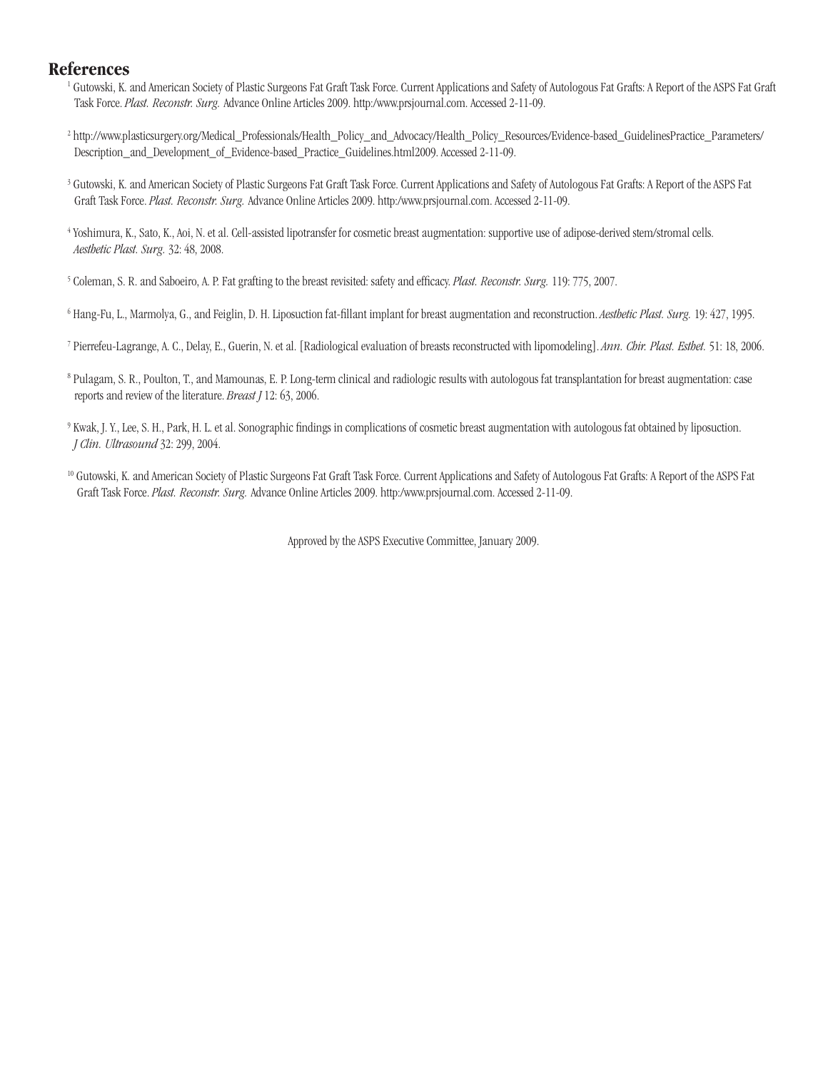## References

[1] Gutowski, K. and American Society of Plastic Surgeons Fat Graft Task Force. Current Applications and Safety of Autologous Fat Grafts: A Report of the ASPS Fat Graft Task Force. *Plast. Reconstr. Surg.* Advance Online Articles 2009. http:/www.prsjournal.com. Accessed 2-11-09.

[2] http://www.plasticsurgery.org/Medical_Professionals/Health_Policy_and_Advocacy/Health_Policy_Resources/Evidence-based_GuidelinesPractice_Parameters/Description_and_Development_of_Evidence-based_Practice_Guidelines.html2009. Accessed 2-11-09.

[3] Gutowski, K. and American Society of Plastic Surgeons Fat Graft Task Force. Current Applications and Safety of Autologous Fat Grafts: A Report of the ASPS Fat Graft Task Force. *Plast. Reconstr. Surg.* Advance Online Articles 2009. http:/www.prsjournal.com. Accessed 2-11-09.

[4] Yoshimura, K., Sato, K., Aoi, N. et al. Cell-assisted lipotransfer for cosmetic breast augmentation: supportive use of adipose-derived stem/stromal cells. *Aesthetic Plast. Surg.* 32: 48, 2008.

[5] Coleman, S. R. and Saboeiro, A. P. Fat grafting to the breast revisited: safety and efficacy. *Plast. Reconstr. Surg.* 119: 775, 2007.

[6] Hang-Fu, L., Marmolya, G., and Feiglin, D. H. Liposuction fat-fillant implant for breast augmentation and reconstruction. *Aesthetic Plast. Surg.* 19: 427, 1995.

[7] Pierrefeu-Lagrange, A. C., Delay, E., Guerin, N. et al. [Radiological evaluation of breasts reconstructed with lipomodeling]. *Ann. Chir. Plast. Esthet.* 51: 18, 2006.

[8] Pulagam, S. R., Poulton, T., and Mamounas, E. P. Long-term clinical and radiologic results with autologous fat transplantation for breast augmentation: case reports and review of the literature. *Breast J* 12: 63, 2006.

[9] Kwak, J. Y., Lee, S. H., Park, H. L. et al. Sonographic findings in complications of cosmetic breast augmentation with autologous fat obtained by liposuction. *J Clin. Ultrasound* 32: 299, 2004.

[10] Gutowski, K. and American Society of Plastic Surgeons Fat Graft Task Force. Current Applications and Safety of Autologous Fat Grafts: A Report of the ASPS Fat Graft Task Force. *Plast. Reconstr. Surg.* Advance Online Articles 2009. http:/www.prsjournal.com. Accessed 2-11-09.

Approved by the ASPS Executive Committee, January 2009.